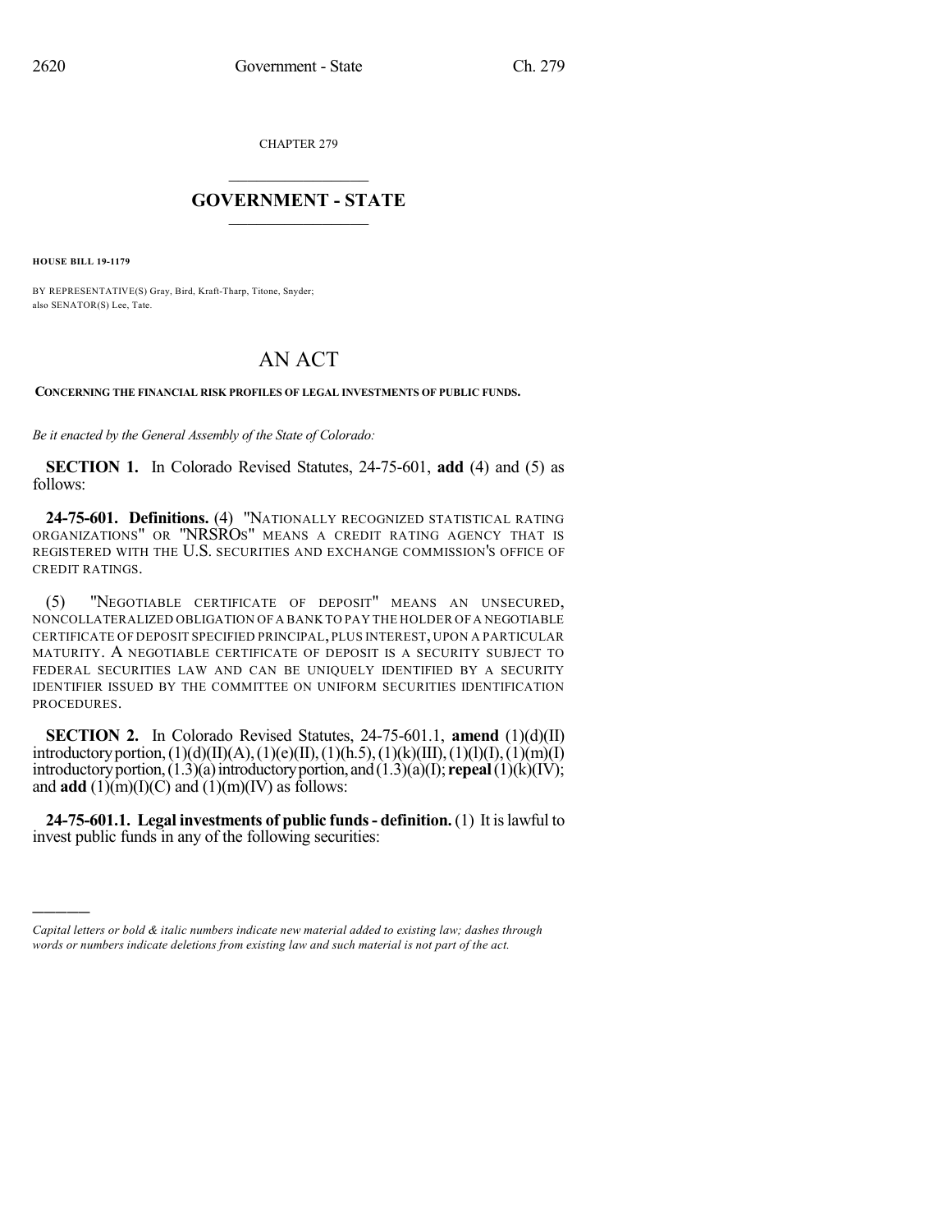CHAPTER 279

# GOVERNMENT - STATE

**HOUSE BILL 19-1179**

BY REPRESENTATIVE(S) Gray, Bird, Kraft-Tharp, Titone, Snyder; also SENATOR(S) Lee, Tate.

# AN ACT

**CONCERNING THE FINANCIAL RISK PROFILES OF LEGAL INVESTMENTS OF PUBLIC FUNDS.**

*Be it enacted by the General Assembly of the State of Colorado:*

**SECTION 1.** In Colorado Revised Statutes, 24-75-601, **add** (4) and (5) as follows:

**24-75-601. Definitions.** (4) "NATIONALLY RECOGNIZED STATISTICAL RATING ORGANIZATIONS" OR "NRSROS" MEANS A CREDIT RATING AGENCY THAT IS REGISTERED WITH THE U.S. SECURITIES AND EXCHANGE COMMISSION'S OFFICE OF CREDIT RATINGS.

(5) "NEGOTIABLE CERTIFICATE OF DEPOSIT" MEANS AN UNSECURED, NONCOLLATERALIZED OBLIGATION OF A BANK TO PAY THE HOLDER OF A NEGOTIABLE CERTIFICATE OF DEPOSIT SPECIFIED PRINCIPAL, PLUS INTEREST, UPON A PARTICULAR MATURITY. A NEGOTIABLE CERTIFICATE OF DEPOSIT IS A SECURITY SUBJECT TO FEDERAL SECURITIES LAW AND CAN BE UNIQUELY IDENTIFIED BY A SECURITY IDENTIFIER ISSUED BY THE COMMITTEE ON UNIFORM SECURITIES IDENTIFICATION PROCEDURES.

**SECTION 2.** In Colorado Revised Statutes, 24-75-601.1, **amend** (1)(d)(II) introductory portion, (1)(d)(II)(A), (1)(e)(II), (1)(h.5), (1)(k)(III), (1)(l)(I), (1)(m)(I) introductory portion, (1.3)(a) introductory portion, and (1.3)(a)(I); **repeal** (1)(k)(IV); and **add** (1)(m)(I)(C) and (1)(m)(IV) as follows:

**24-75-601.1. Legal investments of public funds - definition.** (1) It is lawful to invest public funds in any of the following securities:

*Capital letters or bold & italic numbers indicate new material added to existing law; dashes through words or numbers indicate deletions from existing law and such material is not part of the act.*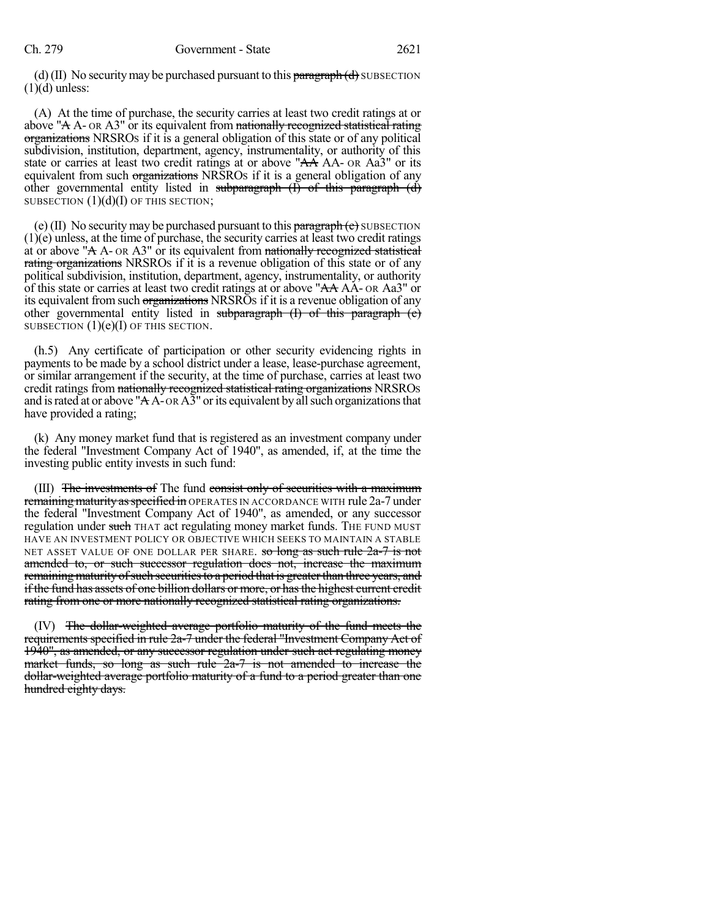(d) (II) No security may be purchased pursuant to this ~~paragraph (d)~~ SUBSECTION (1)(d) unless:

(A) At the time of purchase, the security carries at least two credit ratings at or above "~~A~~ A- OR A3" or its equivalent from ~~nationally recognized statistical rating organizations~~ NRSROs if it is a general obligation of this state or of any political subdivision, institution, department, agency, instrumentality, or authority of this state or carries at least two credit ratings at or above "~~AA~~ AA- OR Aa3" or its equivalent from such ~~organizations~~ NRSROs if it is a general obligation of any other governmental entity listed in ~~subparagraph (I) of this paragraph (d)~~ SUBSECTION (1)(d)(I) OF THIS SECTION;

(e) (II) No security may be purchased pursuant to this ~~paragraph (e)~~ SUBSECTION (1)(e) unless, at the time of purchase, the security carries at least two credit ratings at or above "~~A~~ A- OR A3" or its equivalent from ~~nationally recognized statistical rating organizations~~ NRSROs if it is a revenue obligation of this state or of any political subdivision, institution, department, agency, instrumentality, or authority of this state or carries at least two credit ratings at or above "~~AA~~ AA- OR Aa3" or its equivalent from such ~~organizations~~ NRSROs if it is a revenue obligation of any other governmental entity listed in ~~subparagraph (I) of this paragraph (e)~~ SUBSECTION (1)(e)(I) OF THIS SECTION.

(h.5) Any certificate of participation or other security evidencing rights in payments to be made by a school district under a lease, lease-purchase agreement, or similar arrangement if the security, at the time of purchase, carries at least two credit ratings from ~~nationally recognized statistical rating organizations~~ NRSROs and is rated at or above "~~A~~ A- OR A3" or its equivalent by all such organizations that have provided a rating;

(k) Any money market fund that is registered as an investment company under the federal "Investment Company Act of 1940", as amended, if, at the time the investing public entity invests in such fund:

(III) ~~The investments of~~ The fund ~~consist only of securities with a maximum remaining maturity as specified in~~ OPERATES IN ACCORDANCE WITH rule 2a-7 under the federal "Investment Company Act of 1940", as amended, or any successor regulation under ~~such~~ THAT act regulating money market funds. THE FUND MUST HAVE AN INVESTMENT POLICY OR OBJECTIVE WHICH SEEKS TO MAINTAIN A STABLE NET ASSET VALUE OF ONE DOLLAR PER SHARE. ~~so long as such rule 2a-7 is not amended to, or such successor regulation does not, increase the maximum remaining maturity of such securities to a period that is greater than three years, and if the fund has assets of one billion dollars or more, or has the highest current credit rating from one or more nationally recognized statistical rating organizations.~~

(IV) ~~The dollar-weighted average portfolio maturity of the fund meets the requirements specified in rule 2a-7 under the federal "Investment Company Act of 1940", as amended, or any successor regulation under such act regulating money market funds, so long as such rule 2a-7 is not amended to increase the dollar-weighted average portfolio maturity of a fund to a period greater than one hundred eighty days.~~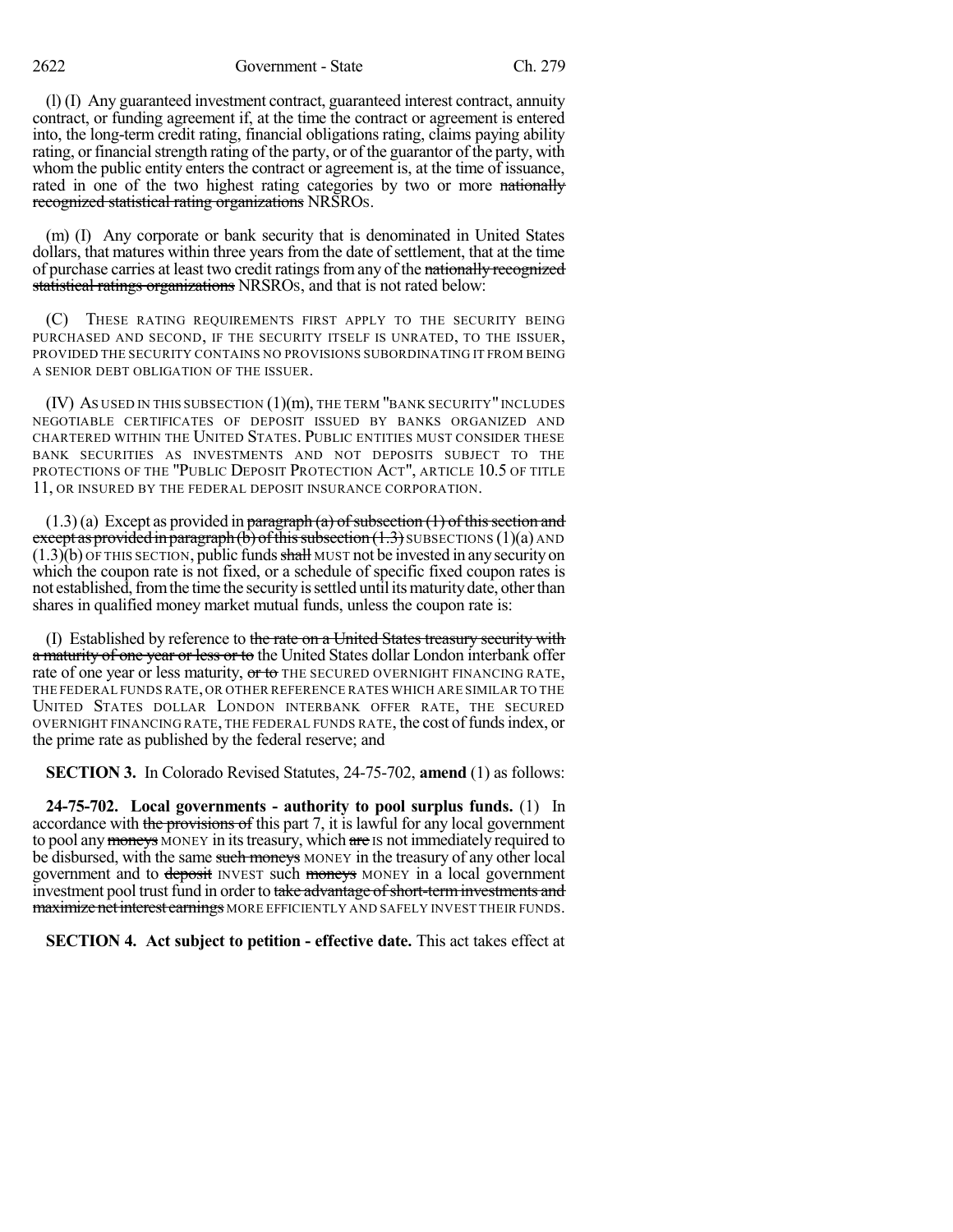(l) (I) Any guaranteed investment contract, guaranteed interest contract, annuity contract, or funding agreement if, at the time the contract or agreement is entered into, the long-term credit rating, financial obligations rating, claims paying ability rating, or financial strength rating of the party, or of the guarantor of the party, with whom the public entity enters the contract or agreement is, at the time of issuance, rated in one of the two highest rating categories by two or more ~~nationally recognized statistical rating organizations~~ NRSROs.

(m) (I) Any corporate or bank security that is denominated in United States dollars, that matures within three years from the date of settlement, that at the time of purchase carries at least two credit ratings from any of the ~~nationally recognized statistical ratings organizations~~ NRSROs, and that is not rated below:

(C) THESE RATING REQUIREMENTS FIRST APPLY TO THE SECURITY BEING PURCHASED AND SECOND, IF THE SECURITY ITSELF IS UNRATED, TO THE ISSUER, PROVIDED THE SECURITY CONTAINS NO PROVISIONS SUBORDINATING IT FROM BEING A SENIOR DEBT OBLIGATION OF THE ISSUER.

(IV) AS USED IN THIS SUBSECTION (1)(m), THE TERM "BANK SECURITY" INCLUDES NEGOTIABLE CERTIFICATES OF DEPOSIT ISSUED BY BANKS ORGANIZED AND CHARTERED WITHIN THE UNITED STATES. PUBLIC ENTITIES MUST CONSIDER THESE BANK SECURITIES AS INVESTMENTS AND NOT DEPOSITS SUBJECT TO THE PROTECTIONS OF THE "PUBLIC DEPOSIT PROTECTION ACT", ARTICLE 10.5 OF TITLE 11, OR INSURED BY THE FEDERAL DEPOSIT INSURANCE CORPORATION.

(1.3) (a) Except as provided in ~~paragraph (a) of subsection (1) of this section and except as provided in paragraph (b) of this subsection (1.3)~~ SUBSECTIONS (1)(a) AND (1.3)(b) OF THIS SECTION, public funds ~~shall~~ MUST not be invested in any security on which the coupon rate is not fixed, or a schedule of specific fixed coupon rates is not established, from the time the security is settled until its maturity date, other than shares in qualified money market mutual funds, unless the coupon rate is:

(I) Established by reference to ~~the rate on a United States treasury security with a maturity of one year or less or to~~ the United States dollar London interbank offer rate of one year or less maturity, ~~or to~~ THE SECURED OVERNIGHT FINANCING RATE, THE FEDERAL FUNDS RATE, OR OTHER REFERENCE RATES WHICH ARE SIMILAR TO THE UNITED STATES DOLLAR LONDON INTERBANK OFFER RATE, THE SECURED OVERNIGHT FINANCING RATE, THE FEDERAL FUNDS RATE, the cost of funds index, or the prime rate as published by the federal reserve; and

**SECTION 3.** In Colorado Revised Statutes, 24-75-702, **amend** (1) as follows:

**24-75-702. Local governments - authority to pool surplus funds.** (1) In accordance with ~~the provisions of~~ this part 7, it is lawful for any local government to pool any ~~moneys~~ MONEY in its treasury, which ~~are~~ IS not immediately required to be disbursed, with the same ~~such moneys~~ MONEY in the treasury of any other local government and to ~~deposit~~ INVEST such ~~moneys~~ MONEY in a local government investment pool trust fund in order to ~~take advantage of short-term investments and maximize net interest earnings~~ MORE EFFICIENTLY AND SAFELY INVEST THEIR FUNDS.

**SECTION 4. Act subject to petition - effective date.** This act takes effect at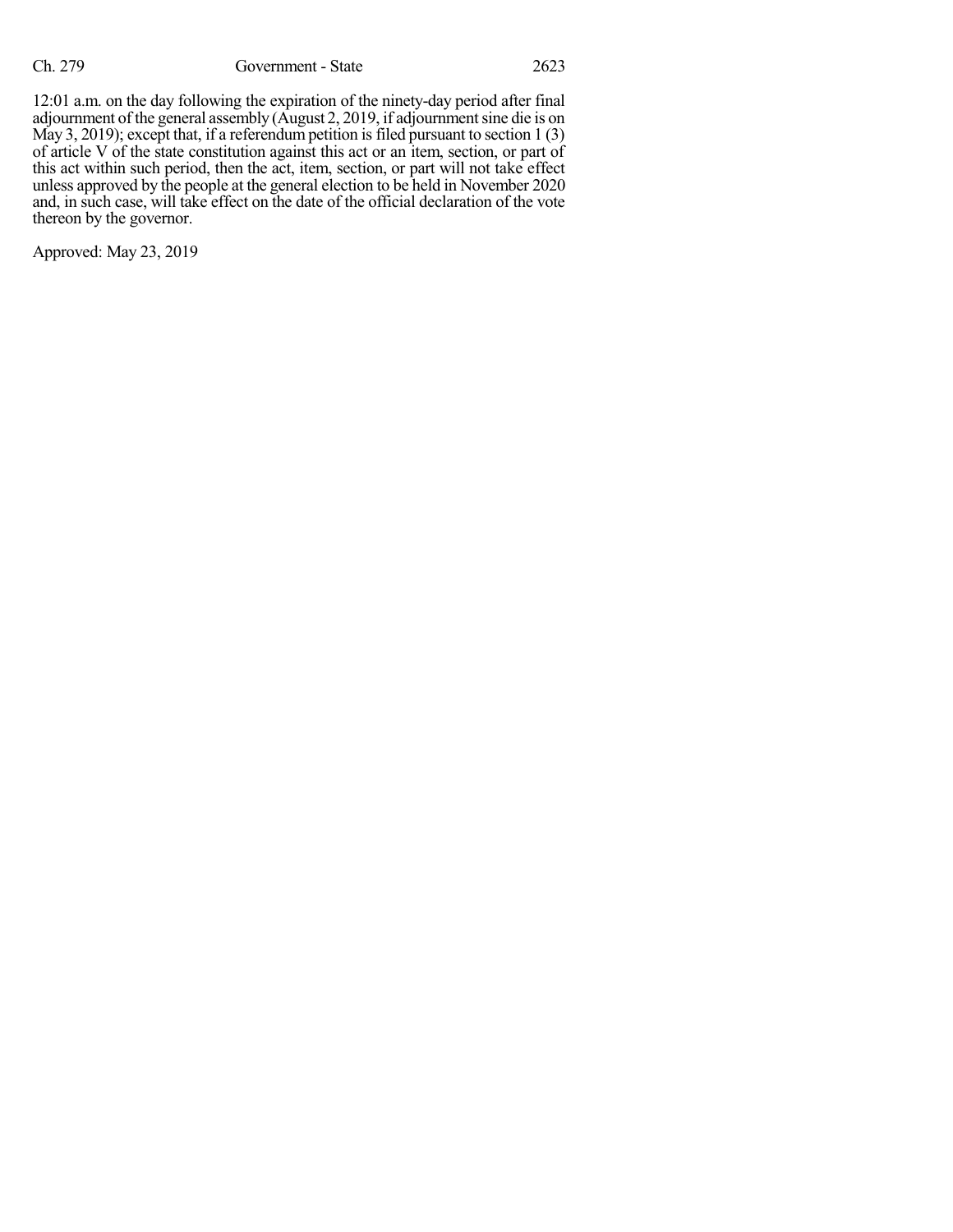12:01 a.m. on the day following the expiration of the ninety-day period after final adjournment of the general assembly (August 2, 2019, if adjournment sine die is on May 3, 2019); except that, if a referendum petition is filed pursuant to section 1 (3) of article V of the state constitution against this act or an item, section, or part of this act within such period, then the act, item, section, or part will not take effect unless approved by the people at the general election to be held in November 2020 and, in such case, will take effect on the date of the official declaration of the vote thereon by the governor.

Approved: May 23, 2019